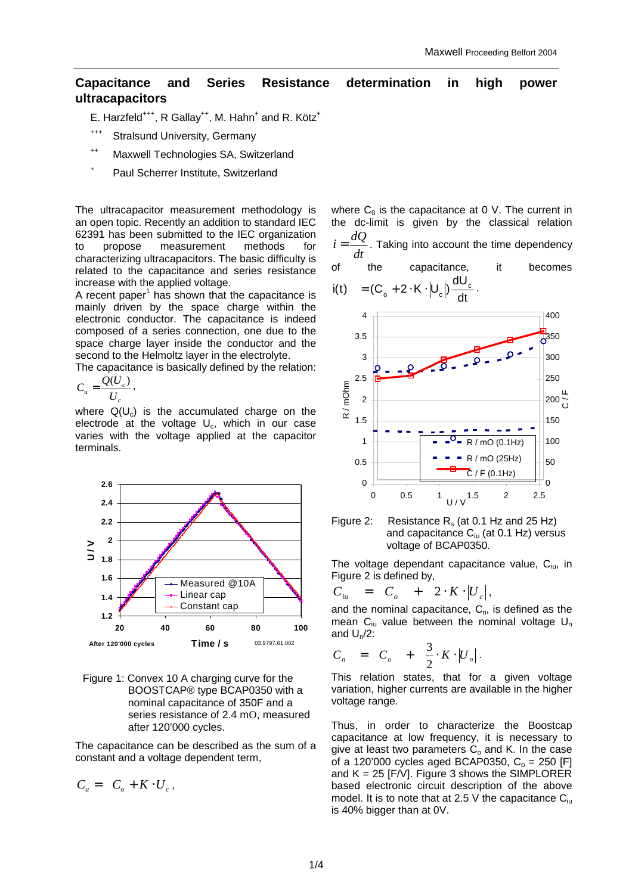# Capacitance and Series Resistance determination in high power ultracapacitors

E. Harzfeld[+++], R Gallay[++], M. Hahn[+] and R. Kötz[+]

[+++] Stralsund University, Germany

[++] Maxwell Technologies SA, Switzerland

[+] Paul Scherrer Institute, Switzerland

The ultracapacitor measurement methodology is an open topic. Recently an addition to standard IEC 62391 has been submitted to the IEC organization to propose measurement methods for characterizing ultracapacitors. The basic difficulty is related to the capacitance and series resistance increase with the applied voltage.

A recent paper[1] has shown that the capacitance is mainly driven by the space charge within the electronic conductor. The capacitance is indeed composed of a series connection, one due to the space charge layer inside the conductor and the second to the Helmoltz layer in the electrolyte.

The capacitance is basically defined by the relation:

$$C_u = \frac{Q(U_c)}{U_c},$$

where $Q(U_c)$ is the accumulated charge on the electrode at the voltage $U_c$, which in our case varies with the voltage applied at the capacitor terminals.

Figure 1: Convex 10 A charging curve for the BOOSTCAP® type BCAP0350 with a nominal capacitance of 350F and a series resistance of 2.4 mΩ, measured after 120'000 cycles.

The capacitance can be described as the sum of a constant and a voltage dependent term,

$$C_u = C_o + K \cdot U_c,$$

where $C_0$ is the capacitance at 0 V. The current in the dc-limit is given by the classical relation $i = \frac{dQ}{dt}$. Taking into account the time dependency of the capacitance, it becomes

$$i(t) = (C_o + 2 \cdot K \cdot |U_c|)\frac{dU_c}{dt}.$$

Figure 2: Resistance $R_s$ (at 0.1 Hz and 25 Hz) and capacitance $C_{iu}$ (at 0.1 Hz) versus voltage of BCAP0350.

The voltage dependant capacitance value, $C_{iu}$, in Figure 2 is defined by,

$$C_{iu} = C_o + 2 \cdot K \cdot |U_c|,$$

and the nominal capacitance, $C_n$, is defined as the mean $C_{iu}$ value between the nominal voltage $U_n$ and $U_n/2$:

$$C_n = C_o + \frac{3}{2} \cdot K \cdot |U_n|.$$

This relation states, that for a given voltage variation, higher currents are available in the higher voltage range.

Thus, in order to characterize the Boostcap capacitance at low frequency, it is necessary to give at least two parameters $C_o$ and K. In the case of a 120'000 cycles aged BCAP0350, $C_o$ = 250 [F] and K = 25 [F/V]. Figure 3 shows the SIMPLORER based electronic circuit description of the above model. It is to note that at 2.5 V the capacitance $C_{iu}$ is 40% bigger than at 0V.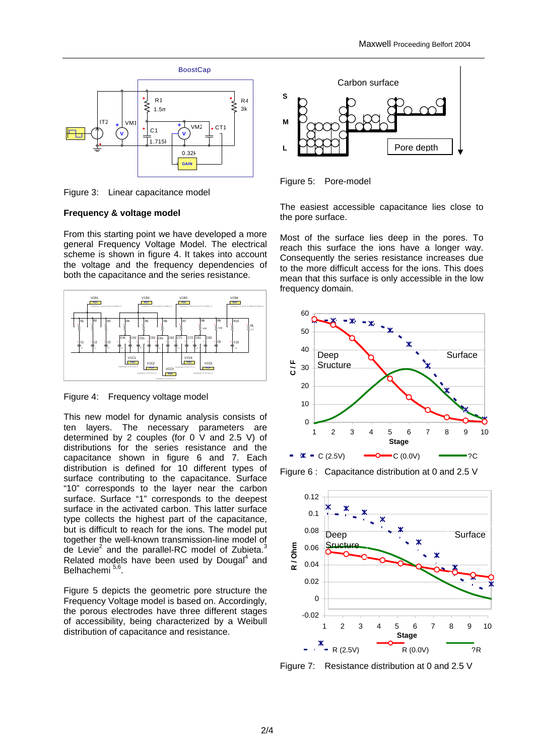Figure 3: Linear capacitance model

**Frequency & voltage model**

From this starting point we have developed a more general Frequency Voltage Model. The electrical scheme is shown in figure 4. It takes into account the voltage and the frequency dependencies of both the capacitance and the series resistance.

Figure 4: Frequency voltage model

This new model for dynamic analysis consists of ten layers. The necessary parameters are determined by 2 couples (for 0 V and 2.5 V) of distributions for the series resistance and the capacitance shown in figure 6 and 7. Each distribution is defined for 10 different types of surface contributing to the capacitance. Surface "10" corresponds to the layer near the carbon surface. Surface "1" corresponds to the deepest surface in the activated carbon. This latter surface type collects the highest part of the capacitance, but is difficult to reach for the ions. The model put together the well-known transmission-line model of de Levie[2] and the parallel-RC model of Zubieta.[3] Related models have been used by Dougal[4] and Belhachemi [5,6].

Figure 5 depicts the geometric pore structure the Frequency Voltage model is based on. Accordingly, the porous electrodes have three different stages of accessibility, being characterized by a Weibull distribution of capacitance and resistance.

Figure 5: Pore-model

The easiest accessible capacitance lies close to the pore surface.

Most of the surface lies deep in the pores. To reach this surface the ions have a longer way. Consequently the series resistance increases due to the more difficult access for the ions. This does mean that this surface is only accessible in the low frequency domain.

Figure 6 : Capacitance distribution at 0 and 2.5 V

Figure 7: Resistance distribution at 0 and 2.5 V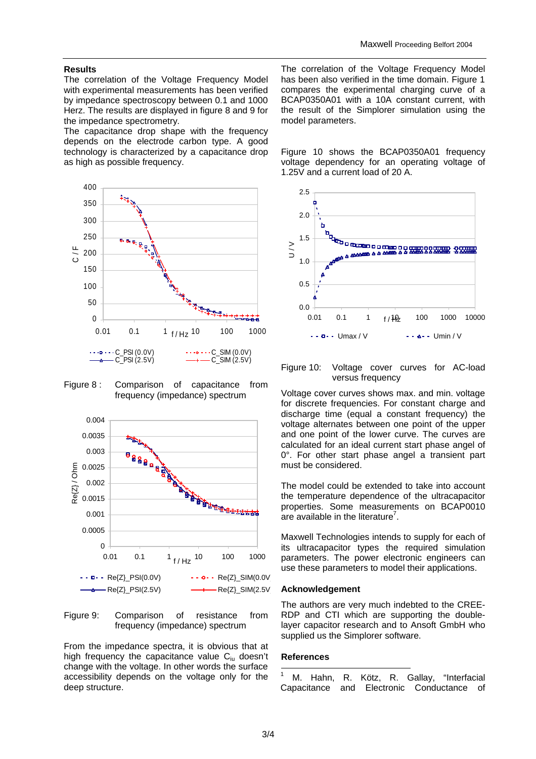## Results

The correlation of the Voltage Frequency Model with experimental measurements has been verified by impedance spectroscopy between 0.1 and 1000 Herz. The results are displayed in figure 8 and 9 for the impedance spectrometry.

The capacitance drop shape with the frequency depends on the electrode carbon type. A good technology is characterized by a capacitance drop as high as possible frequency.

Figure 8 : Comparison of capacitance from frequency (impedance) spectrum

Figure 9: Comparison of resistance from frequency (impedance) spectrum

From the impedance spectra, it is obvious that at high frequency the capacitance value $C_{iu}$ doesn't change with the voltage. In other words the surface accessibility depends on the voltage only for the deep structure.

The correlation of the Voltage Frequency Model has been also verified in the time domain. Figure 1 compares the experimental charging curve of a BCAP0350A01 with a 10A constant current, with the result of the Simplorer simulation using the model parameters.

Figure 10 shows the BCAP0350A01 frequency voltage dependency for an operating voltage of 1.25V and a current load of 20 A.

Figure 10: Voltage cover curves for AC-load versus frequency

Voltage cover curves shows max. and min. voltage for discrete frequencies. For constant charge and discharge time (equal a constant frequency) the voltage alternates between one point of the upper and one point of the lower curve. The curves are calculated for an ideal current start phase angel of 0°. For other start phase angel a transient part must be considered.

The model could be extended to take into account the temperature dependence of the ultracapacitor properties. Some measurements on BCAP0010 are available in the literature[7].

Maxwell Technologies intends to supply for each of its ultracapacitor types the required simulation parameters. The power electronic engineers can use these parameters to model their applications.

## Acknowledgement

The authors are very much indebted to the CREE-RDP and CTI which are supporting the double-layer capacitor research and to Ansoft GmbH who supplied us the Simplorer software.

## References

[1] M. Hahn, R. Kötz, R. Gallay, "Interfacial Capacitance and Electronic Conductance of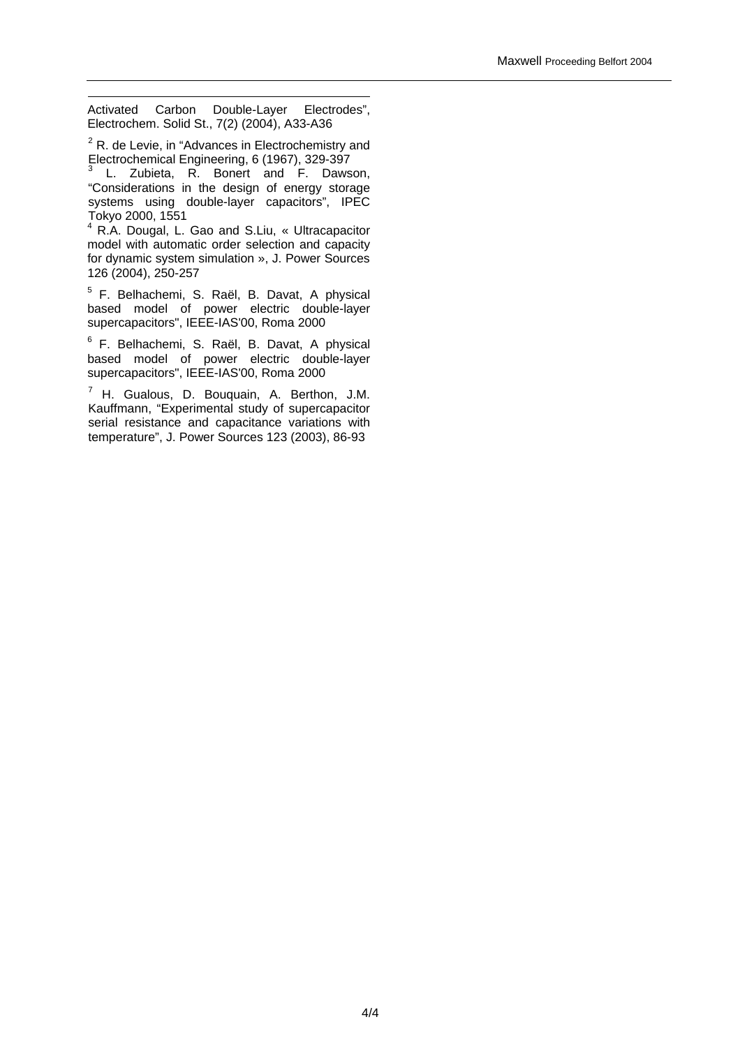Activated Carbon Double-Layer Electrodes", Electrochem. Solid St., 7(2) (2004), A33-A36

[2] R. de Levie, in "Advances in Electrochemistry and Electrochemical Engineering, 6 (1967), 329-397

[3] L. Zubieta, R. Bonert and F. Dawson, "Considerations in the design of energy storage systems using double-layer capacitors", IPEC Tokyo 2000, 1551

[4] R.A. Dougal, L. Gao and S.Liu, « Ultracapacitor model with automatic order selection and capacity for dynamic system simulation », J. Power Sources 126 (2004), 250-257

[5] F. Belhachemi, S. Raël, B. Davat, A physical based model of power electric double-layer supercapacitors", IEEE-IAS'00, Roma 2000

[6] F. Belhachemi, S. Raël, B. Davat, A physical based model of power electric double-layer supercapacitors", IEEE-IAS'00, Roma 2000

[7] H. Gualous, D. Bouquain, A. Berthon, J.M. Kauffmann, "Experimental study of supercapacitor serial resistance and capacitance variations with temperature", J. Power Sources 123 (2003), 86-93